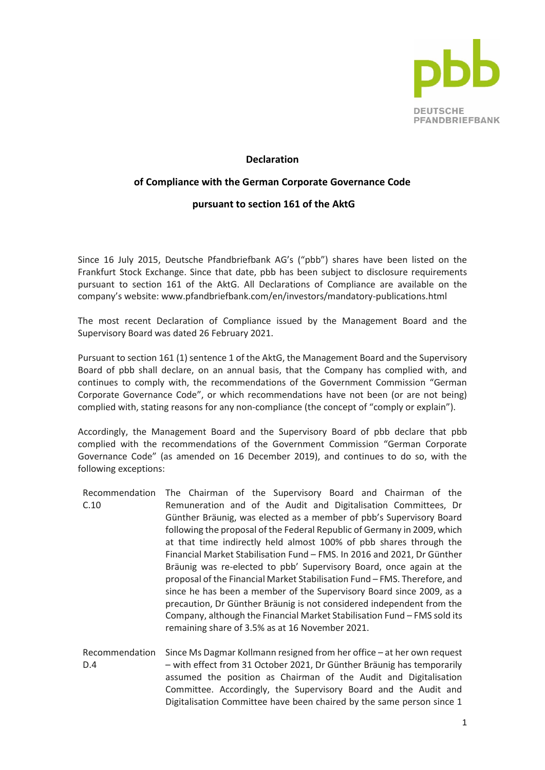# Declaration

## of Compliance with the German Corporate Governance Code

## pursuant to section 161 of the AktG

Since 16 July 2015, Deutsche Pfandbriefbank AG's ("pbb") shares have been listed on the Frankfurt Stock Exchange. Since that date, pbb has been subject to disclosure requirements pursuant to section 161 of the AktG. All Declarations of Compliance are available on the company's website: www.pfandbriefbank.com/en/investors/mandatory-publications.html

The most recent Declaration of Compliance issued by the Management Board and the Supervisory Board was dated 26 February 2021.

Pursuant to section 161 (1) sentence 1 of the AktG, the Management Board and the Supervisory Board of pbb shall declare, on an annual basis, that the Company has complied with, and continues to comply with, the recommendations of the Government Commission "German Corporate Governance Code", or which recommendations have not been (or are not being) complied with, stating reasons for any non-compliance (the concept of "comply or explain").

Accordingly, the Management Board and the Supervisory Board of pbb declare that pbb complied with the recommendations of the Government Commission "German Corporate Governance Code" (as amended on 16 December 2019), and continues to do so, with the following exceptions:

**Recommendation C.10**

The Chairman of the Supervisory Board and Chairman of the Remuneration and of the Audit and Digitalisation Committees, Dr Günther Bräunig, was elected as a member of pbb's Supervisory Board following the proposal of the Federal Republic of Germany in 2009, which at that time indirectly held almost 100% of pbb shares through the Financial Market Stabilisation Fund – FMS. In 2016 and 2021, Dr Günther Bräunig was re-elected to pbb' Supervisory Board, once again at the proposal of the Financial Market Stabilisation Fund – FMS. Therefore, and since he has been a member of the Supervisory Board since 2009, as a precaution, Dr Günther Bräunig is not considered independent from the Company, although the Financial Market Stabilisation Fund – FMS sold its remaining share of 3.5% as at 16 November 2021.

**Recommendation D.4**

Since Ms Dagmar Kollmann resigned from her office – at her own request – with effect from 31 October 2021, Dr Günther Bräunig has temporarily assumed the position as Chairman of the Audit and Digitalisation Committee. Accordingly, the Supervisory Board and the Audit and Digitalisation Committee have been chaired by the same person since 1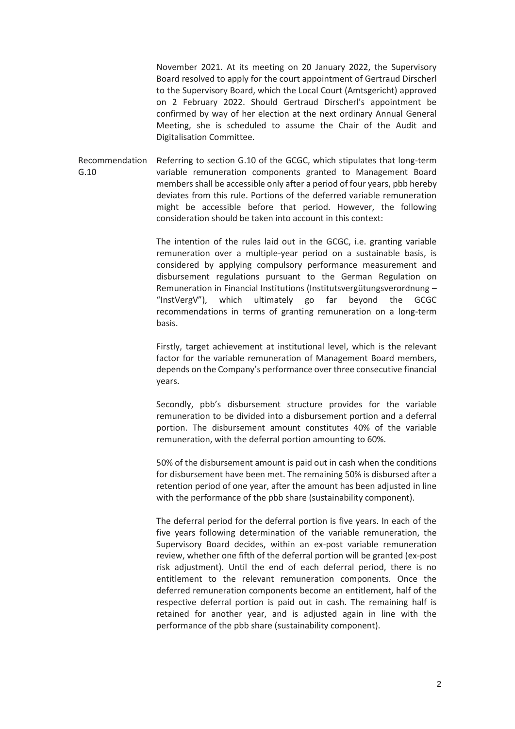November 2021. At its meeting on 20 January 2022, the Supervisory Board resolved to apply for the court appointment of Gertraud Dirscherl to the Supervisory Board, which the Local Court (Amtsgericht) approved on 2 February 2022. Should Gertraud Dirscherl's appointment be confirmed by way of her election at the next ordinary Annual General Meeting, she is scheduled to assume the Chair of the Audit and Digitalisation Committee.

**Recommendation G.10**

Referring to section G.10 of the GCGC, which stipulates that long-term variable remuneration components granted to Management Board members shall be accessible only after a period of four years, pbb hereby deviates from this rule. Portions of the deferred variable remuneration might be accessible before that period. However, the following consideration should be taken into account in this context:

The intention of the rules laid out in the GCGC, i.e. granting variable remuneration over a multiple-year period on a sustainable basis, is considered by applying compulsory performance measurement and disbursement regulations pursuant to the German Regulation on Remuneration in Financial Institutions (Institutsvergütungsverordnung – "InstVergV"), which ultimately go far beyond the GCGC recommendations in terms of granting remuneration on a long-term basis.

Firstly, target achievement at institutional level, which is the relevant factor for the variable remuneration of Management Board members, depends on the Company's performance over three consecutive financial years.

Secondly, pbb's disbursement structure provides for the variable remuneration to be divided into a disbursement portion and a deferral portion. The disbursement amount constitutes 40% of the variable remuneration, with the deferral portion amounting to 60%.

50% of the disbursement amount is paid out in cash when the conditions for disbursement have been met. The remaining 50% is disbursed after a retention period of one year, after the amount has been adjusted in line with the performance of the pbb share (sustainability component).

The deferral period for the deferral portion is five years. In each of the five years following determination of the variable remuneration, the Supervisory Board decides, within an ex-post variable remuneration review, whether one fifth of the deferral portion will be granted (ex-post risk adjustment). Until the end of each deferral period, there is no entitlement to the relevant remuneration components. Once the deferred remuneration components become an entitlement, half of the respective deferral portion is paid out in cash. The remaining half is retained for another year, and is adjusted again in line with the performance of the pbb share (sustainability component).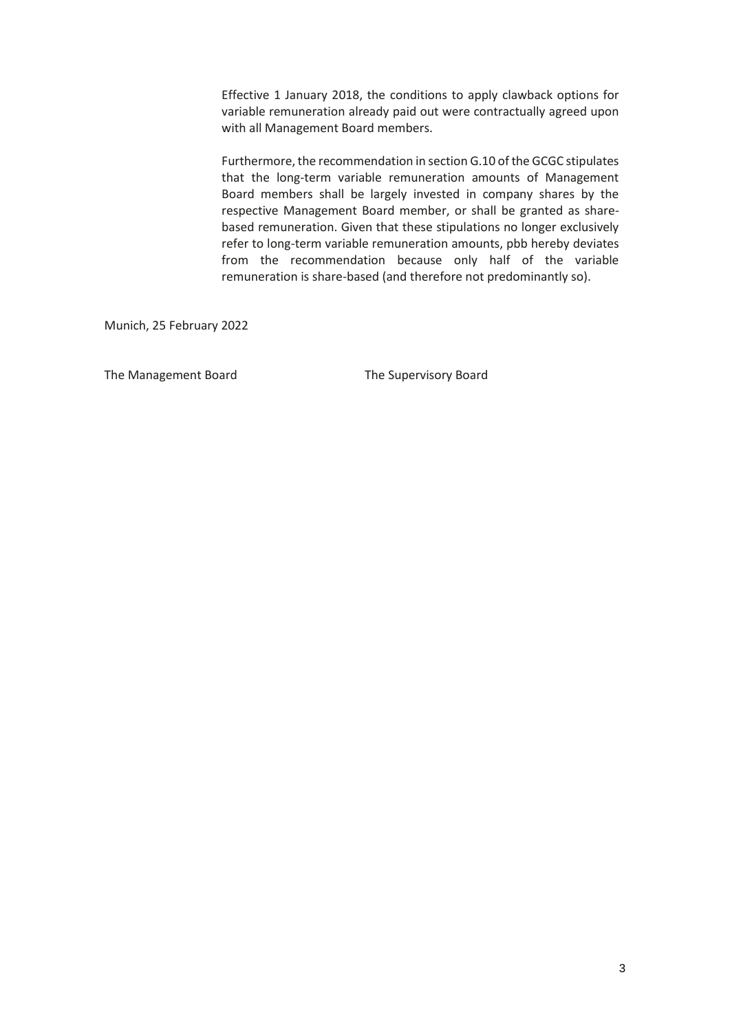Effective 1 January 2018, the conditions to apply clawback options for variable remuneration already paid out were contractually agreed upon with all Management Board members.

Furthermore, the recommendation in section G.10 of the GCGC stipulates that the long-term variable remuneration amounts of Management Board members shall be largely invested in company shares by the respective Management Board member, or shall be granted as share-based remuneration. Given that these stipulations no longer exclusively refer to long-term variable remuneration amounts, pbb hereby deviates from the recommendation because only half of the variable remuneration is share-based (and therefore not predominantly so).

Munich, 25 February 2022

The Management Board  The Supervisory Board